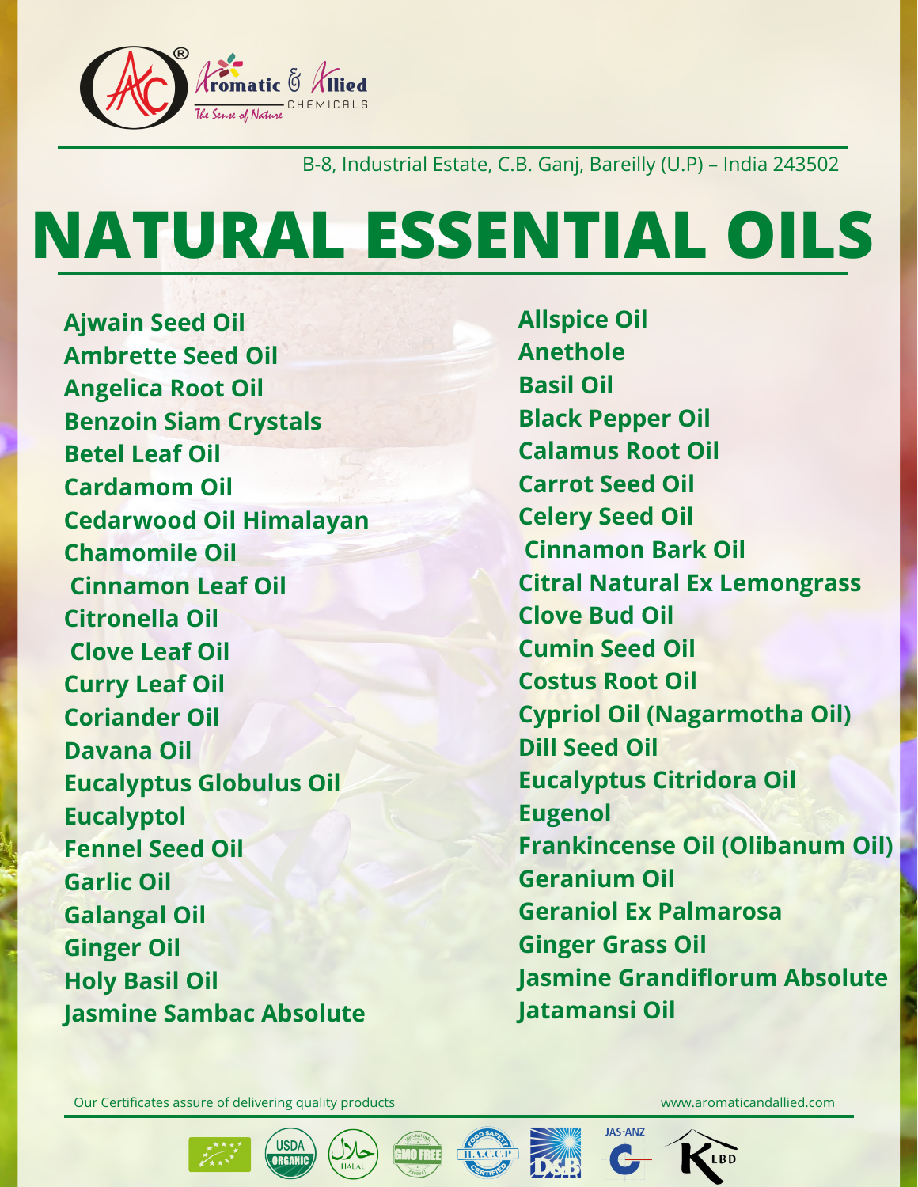Aromatic & Allied CHEMICALS
The Sense of Nature

B-8, Industrial Estate, C.B. Ganj, Bareilly (U.P) – India 243502

# NATURAL ESSENTIAL OILS

- Ajwain Seed Oil
- Ambrette Seed Oil
- Angelica Root Oil
- Benzoin Siam Crystals
- Betel Leaf Oil
- Cardamom Oil
- Cedarwood Oil Himalayan
- Chamomile Oil
- Cinnamon Leaf Oil
- Citronella Oil
- Clove Leaf Oil
- Curry Leaf Oil
- Coriander Oil
- Davana Oil
- Eucalyptus Globulus Oil
- Eucalyptol
- Fennel Seed Oil
- Garlic Oil
- Galangal Oil
- Ginger Oil
- Holy Basil Oil
- Jasmine Sambac Absolute
- Allspice Oil
- Anethole
- Basil Oil
- Black Pepper Oil
- Calamus Root Oil
- Carrot Seed Oil
- Celery Seed Oil
- Cinnamon Bark Oil
- Citral Natural Ex Lemongrass
- Clove Bud Oil
- Cumin Seed Oil
- Costus Root Oil
- Cypriol Oil (Nagarmotha Oil)
- Dill Seed Oil
- Eucalyptus Citridora Oil
- Eugenol
- Frankincense Oil (Olibanum Oil)
- Geranium Oil
- Geraniol Ex Palmarosa
- Ginger Grass Oil
- Jasmine Grandiflorum Absolute
- Jatamansi Oil

Our Certificates assure of delivering quality products

www.aromaticandallied.com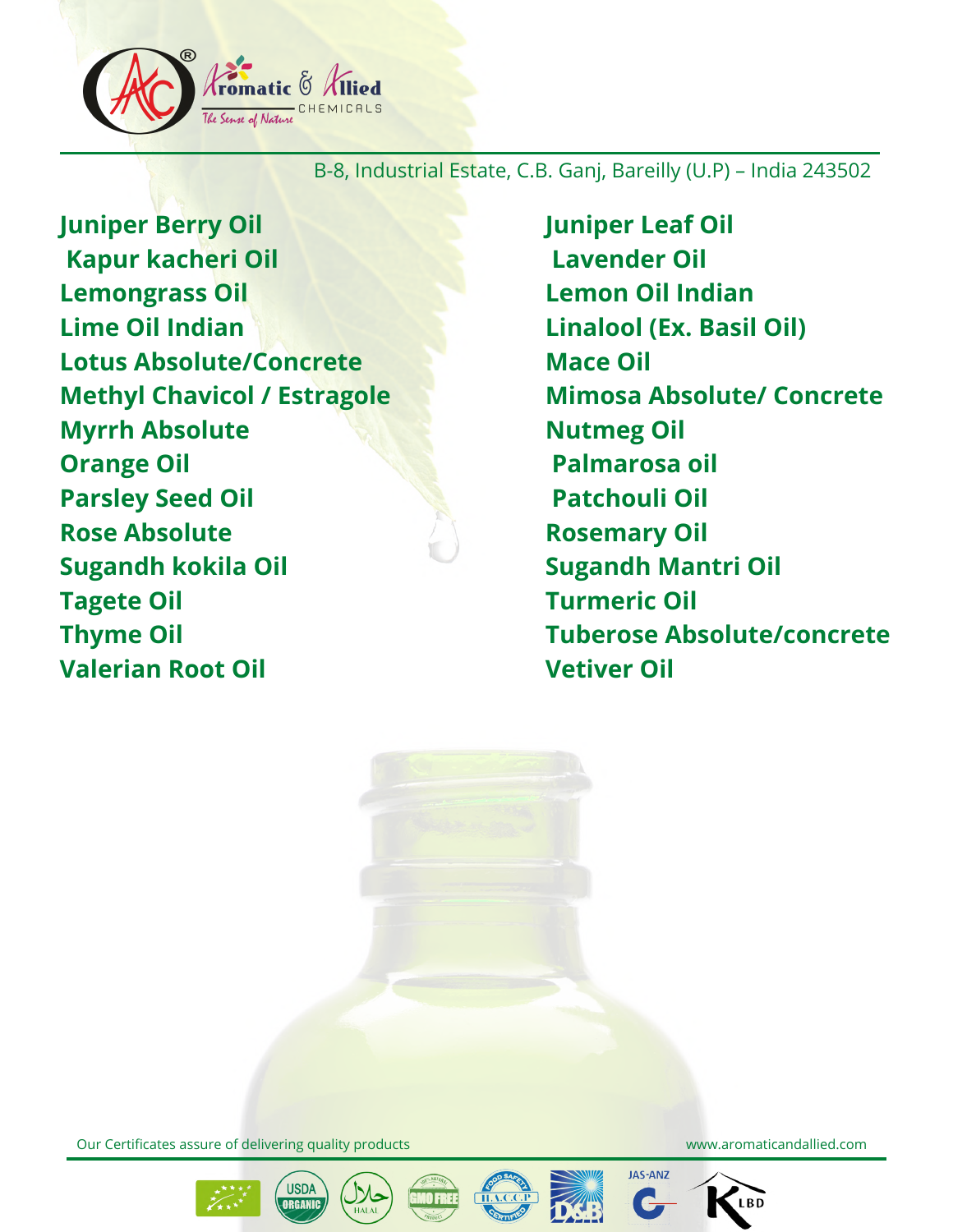Aromatic & Allied CHEMICALS

The Sense of Nature

B-8, Industrial Estate, C.B. Ganj, Bareilly (U.P) – India 243502

- **Juniper Berry Oil**
- **Kapur kacheri Oil**
- **Lemongrass Oil**
- **Lime Oil Indian**
- **Lotus Absolute/Concrete**
- **Methyl Chavicol / Estragole**
- **Myrrh Absolute**
- **Orange Oil**
- **Parsley Seed Oil**
- **Rose Absolute**
- **Sugandh kokila Oil**
- **Tagete Oil**
- **Thyme Oil**
- **Valerian Root Oil**
- **Juniper Leaf Oil**
- **Lavender Oil**
- **Lemon Oil Indian**
- **Linalool (Ex. Basil Oil)**
- **Mace Oil**
- **Mimosa Absolute/ Concrete**
- **Nutmeg Oil**
- **Palmarosa oil**
- **Patchouli Oil**
- **Rosemary Oil**
- **Sugandh Mantri Oil**
- **Turmeric Oil**
- **Tuberose Absolute/concrete**
- **Vetiver Oil**

Our Certificates assure of delivering quality products

www.aromaticandallied.com